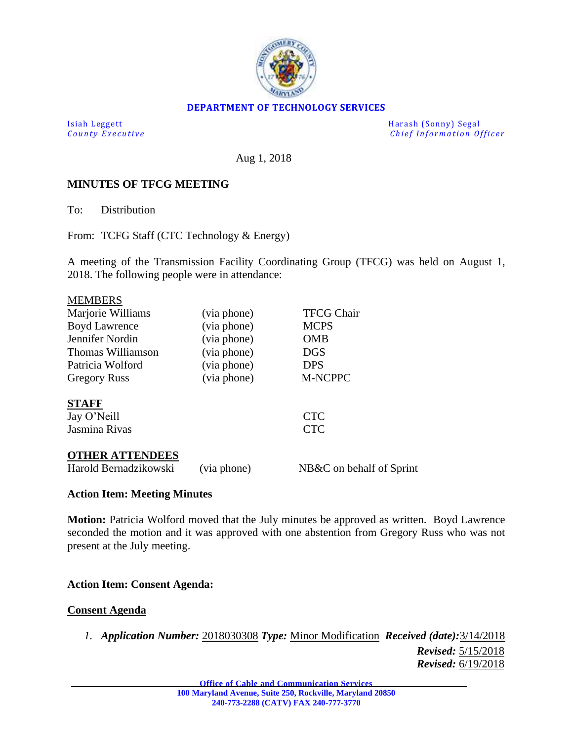**DEPARTMENT OF TECHNOLOGY SERVICES**

Isiah Leggett
*County Executive*

Harash (Sonny) Segal
*Chief Information Officer*

Aug 1, 2018

**MINUTES OF TFCG MEETING**

To: Distribution

From: TCFG Staff (CTC Technology & Energy)

A meeting of the Transmission Facility Coordinating Group (TFCG) was held on August 1, 2018. The following people were in attendance:

MEMBERS

| | | |
|---|---|---|
| Marjorie Williams | (via phone) | TFCG Chair |
| Boyd Lawrence | (via phone) | MCPS |
| Jennifer Nordin | (via phone) | OMB |
| Thomas Williamson | (via phone) | DGS |
| Patricia Wolford | (via phone) | DPS |
| Gregory Russ | (via phone) | M-NCPPC |

**STAFF**

| | |
|---|---|
| Jay O'Neill | CTC |
| Jasmina Rivas | CTC |

**OTHER ATTENDEES**

| | | |
|---|---|---|
| Harold Bernadzikowski | (via phone) | NB&C on behalf of Sprint |

**Action Item: Meeting Minutes**

**Motion:** Patricia Wolford moved that the July minutes be approved as written. Boyd Lawrence seconded the motion and it was approved with one abstention from Gregory Russ who was not present at the July meeting.

**Action Item: Consent Agenda:**

**Consent Agenda**

1. ***Application Number:*** 2018030308 ***Type:*** Minor Modification ***Received (date):*** 3/14/2018
   ***Revised:*** 5/15/2018
   ***Revised:*** 6/19/2018

Office of Cable and Communication Services
100 Maryland Avenue, Suite 250, Rockville, Maryland 20850
240-773-2288 (CATV) FAX 240-777-3770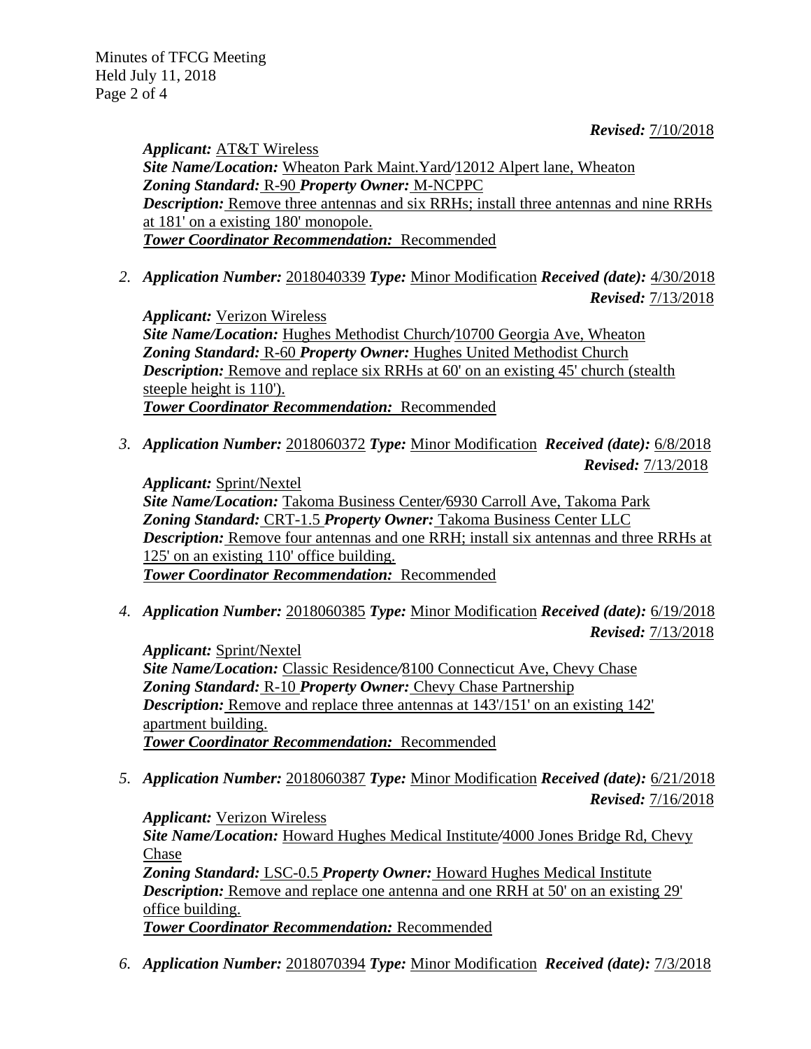***Revised:*** 7/10/2018

***Applicant:*** AT&T Wireless
***Site Name/Location:*** Wheaton Park Maint.Yard/12012 Alpert lane, Wheaton
***Zoning Standard:*** R-90 ***Property Owner:*** M-NCPPC
***Description:*** Remove three antennas and six RRHs; install three antennas and nine RRHs at 181' on a existing 180' monopole.
***Tower Coordinator Recommendation:*** Recommended

2. ***Application Number:*** 2018040339 ***Type:*** Minor Modification ***Received (date):*** 4/30/2018 ***Revised:*** 7/13/2018

   ***Applicant:*** Verizon Wireless
   ***Site Name/Location:*** Hughes Methodist Church/10700 Georgia Ave, Wheaton
   ***Zoning Standard:*** R-60 ***Property Owner:*** Hughes United Methodist Church
   ***Description:*** Remove and replace six RRHs at 60' on an existing 45' church (stealth steeple height is 110').
   ***Tower Coordinator Recommendation:*** Recommended

3. ***Application Number:*** 2018060372 ***Type:*** Minor Modification ***Received (date):*** 6/8/2018 ***Revised:*** 7/13/2018

   ***Applicant:*** Sprint/Nextel
   ***Site Name/Location:*** Takoma Business Center/6930 Carroll Ave, Takoma Park
   ***Zoning Standard:*** CRT-1.5 ***Property Owner:*** Takoma Business Center LLC
   ***Description:*** Remove four antennas and one RRH; install six antennas and three RRHs at 125' on an existing 110' office building.
   ***Tower Coordinator Recommendation:*** Recommended

4. ***Application Number:*** 2018060385 ***Type:*** Minor Modification ***Received (date):*** 6/19/2018 ***Revised:*** 7/13/2018

   ***Applicant:*** Sprint/Nextel
   ***Site Name/Location:*** Classic Residence/8100 Connecticut Ave, Chevy Chase
   ***Zoning Standard:*** R-10 ***Property Owner:*** Chevy Chase Partnership
   ***Description:*** Remove and replace three antennas at 143'/151' on an existing 142' apartment building.
   ***Tower Coordinator Recommendation:*** Recommended

5. ***Application Number:*** 2018060387 ***Type:*** Minor Modification ***Received (date):*** 6/21/2018 ***Revised:*** 7/16/2018

   ***Applicant:*** Verizon Wireless
   ***Site Name/Location:*** Howard Hughes Medical Institute/4000 Jones Bridge Rd, Chevy Chase
   ***Zoning Standard:*** LSC-0.5 ***Property Owner:*** Howard Hughes Medical Institute
   ***Description:*** Remove and replace one antenna and one RRH at 50' on an existing 29' office building.
   ***Tower Coordinator Recommendation:*** Recommended

6. ***Application Number:*** 2018070394 ***Type:*** Minor Modification ***Received (date):*** 7/3/2018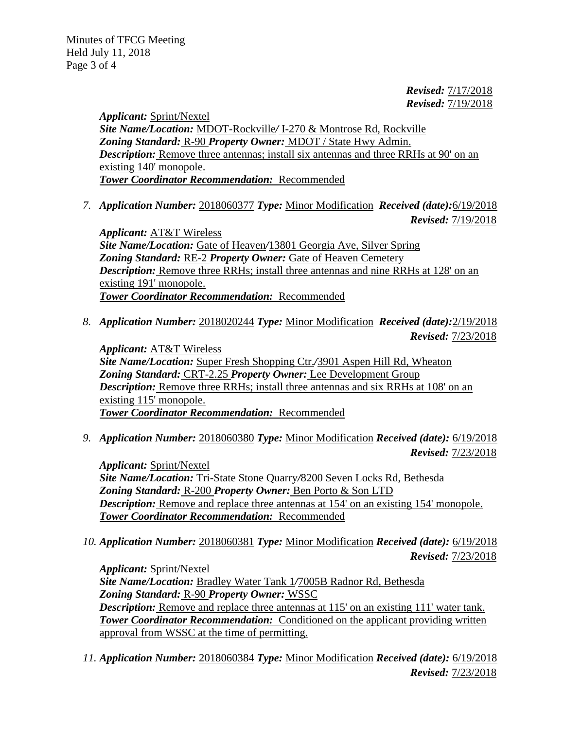***Revised:*** 7/17/2018
***Revised:*** 7/19/2018

***Applicant:*** Sprint/Nextel
***Site Name/Location:*** MDOT-Rockville/ I-270 & Montrose Rd, Rockville
***Zoning Standard:*** R-90 ***Property Owner:*** MDOT / State Hwy Admin.
***Description:*** Remove three antennas; install six antennas and three RRHs at 90' on an existing 140' monopole.
***Tower Coordinator Recommendation:*** Recommended

7. ***Application Number:*** 2018060377 ***Type:*** Minor Modification ***Received (date):*** 6/19/2018
***Revised:*** 7/19/2018

***Applicant:*** AT&T Wireless
***Site Name/Location:*** Gate of Heaven/13801 Georgia Ave, Silver Spring
***Zoning Standard:*** RE-2 ***Property Owner:*** Gate of Heaven Cemetery
***Description:*** Remove three RRHs; install three antennas and nine RRHs at 128' on an existing 191' monopole.
***Tower Coordinator Recommendation:*** Recommended

8. ***Application Number:*** 2018020244 ***Type:*** Minor Modification ***Received (date):*** 2/19/2018
***Revised:*** 7/23/2018

***Applicant:*** AT&T Wireless
***Site Name/Location:*** Super Fresh Shopping Ctr./3901 Aspen Hill Rd, Wheaton
***Zoning Standard:*** CRT-2.25 ***Property Owner:*** Lee Development Group
***Description:*** Remove three RRHs; install three antennas and six RRHs at 108' on an existing 115' monopole.
***Tower Coordinator Recommendation:*** Recommended

9. ***Application Number:*** 2018060380 ***Type:*** Minor Modification ***Received (date):*** 6/19/2018
***Revised:*** 7/23/2018

***Applicant:*** Sprint/Nextel
***Site Name/Location:*** Tri-State Stone Quarry/8200 Seven Locks Rd, Bethesda
***Zoning Standard:*** R-200 ***Property Owner:*** Ben Porto & Son LTD
***Description:*** Remove and replace three antennas at 154' on an existing 154' monopole.
***Tower Coordinator Recommendation:*** Recommended

10. ***Application Number:*** 2018060381 ***Type:*** Minor Modification ***Received (date):*** 6/19/2018
***Revised:*** 7/23/2018

***Applicant:*** Sprint/Nextel
***Site Name/Location:*** Bradley Water Tank 1/7005B Radnor Rd, Bethesda
***Zoning Standard:*** R-90 ***Property Owner:*** WSSC
***Description:*** Remove and replace three antennas at 115' on an existing 111' water tank.
***Tower Coordinator Recommendation:*** Conditioned on the applicant providing written approval from WSSC at the time of permitting.

11. ***Application Number:*** 2018060384 ***Type:*** Minor Modification ***Received (date):*** 6/19/2018
***Revised:*** 7/23/2018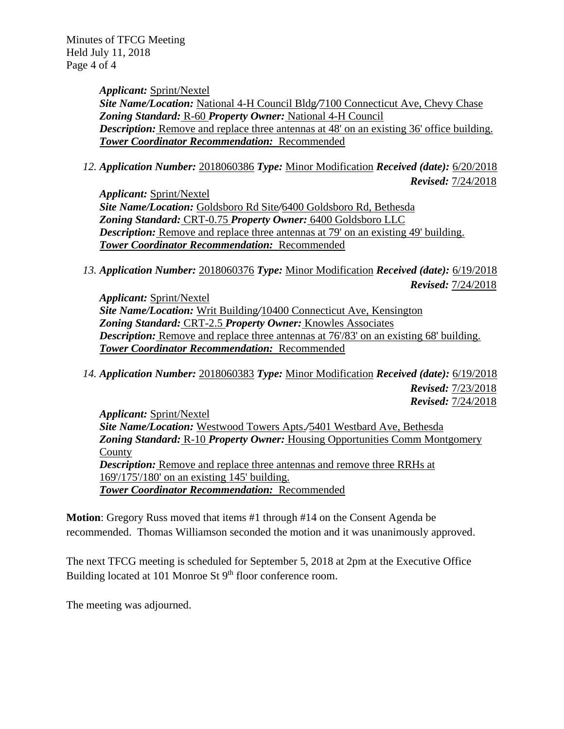*Applicant:* Sprint/Nextel
*Site Name/Location:* National 4-H Council Bldg/7100 Connecticut Ave, Chevy Chase
*Zoning Standard:* R-60 *Property Owner:* National 4-H Council
*Description:* Remove and replace three antennas at 48' on an existing 36' office building.
***Tower Coordinator Recommendation:*** Recommended

12. *Application Number:* 2018060386 *Type:* Minor Modification *Received (date):* 6/20/2018
*Revised:* 7/24/2018
*Applicant:* Sprint/Nextel
*Site Name/Location:* Goldsboro Rd Site/6400 Goldsboro Rd, Bethesda
*Zoning Standard:* CRT-0.75 *Property Owner:* 6400 Goldsboro LLC
*Description:* Remove and replace three antennas at 79' on an existing 49' building.
***Tower Coordinator Recommendation:*** Recommended

13. *Application Number:* 2018060376 *Type:* Minor Modification *Received (date):* 6/19/2018
*Revised:* 7/24/2018
*Applicant:* Sprint/Nextel
*Site Name/Location:* Writ Building/10400 Connecticut Ave, Kensington
*Zoning Standard:* CRT-2.5 *Property Owner:* Knowles Associates
*Description:* Remove and replace three antennas at 76'/83' on an existing 68' building.
***Tower Coordinator Recommendation:*** Recommended

14. *Application Number:* 2018060383 *Type:* Minor Modification *Received (date):* 6/19/2018
*Revised:* 7/23/2018
*Revised:* 7/24/2018
*Applicant:* Sprint/Nextel
*Site Name/Location:* Westwood Towers Apts./5401 Westbard Ave, Bethesda
*Zoning Standard:* R-10 *Property Owner:* Housing Opportunities Comm Montgomery County
*Description:* Remove and replace three antennas and remove three RRHs at 169'/175'/180' on an existing 145' building.
***Tower Coordinator Recommendation:*** Recommended

**Motion**: Gregory Russ moved that items #1 through #14 on the Consent Agenda be recommended. Thomas Williamson seconded the motion and it was unanimously approved.

The next TFCG meeting is scheduled for September 5, 2018 at 2pm at the Executive Office Building located at 101 Monroe St 9th floor conference room.

The meeting was adjourned.